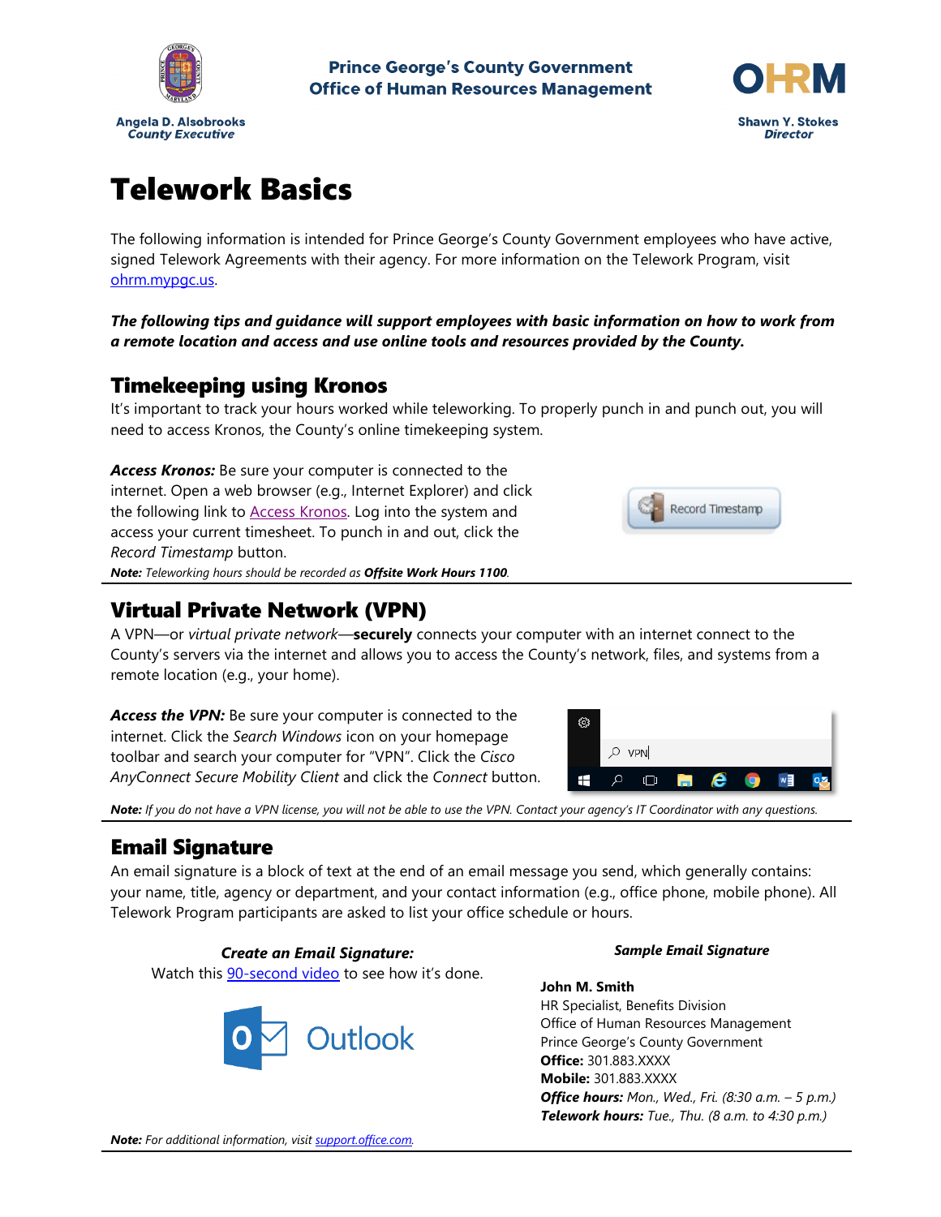Prince George's County Government
Office of Human Resources Management

Angela D. Alsobrooks
*County Executive*

Shawn Y. Stokes
*Director*

# Telework Basics

The following information is intended for Prince George's County Government employees who have active, signed Telework Agreements with their agency. For more information on the Telework Program, visit [ohrm.mypgc.us](ohrm.mypgc.us).

***The following tips and guidance will support employees with basic information on how to work from a remote location and access and use online tools and resources provided by the County.***

## Timekeeping using Kronos

It's important to track your hours worked while teleworking. To properly punch in and punch out, you will need to access Kronos, the County's online timekeeping system.

***Access Kronos:*** Be sure your computer is connected to the internet. Open a web browser (e.g., Internet Explorer) and click the following link to Access Kronos. Log into the system and access your current timesheet. To punch in and out, click the *Record Timestamp* button.

***Note:*** *Teleworking hours should be recorded as* ***Offsite Work Hours 1100****.*

## Virtual Private Network (VPN)

A VPN—or *virtual private network*—**securely** connects your computer with an internet connect to the County's servers via the internet and allows you to access the County's network, files, and systems from a remote location (e.g., your home).

***Access the VPN:*** Be sure your computer is connected to the internet. Click the *Search Windows* icon on your homepage toolbar and search your computer for "VPN". Click the *Cisco AnyConnect Secure Mobility Client* and click the *Connect* button.

***Note:*** *If you do not have a VPN license, you will not be able to use the VPN. Contact your agency's IT Coordinator with any questions.*

## Email Signature

An email signature is a block of text at the end of an email message you send, which generally contains: your name, title, agency or department, and your contact information (e.g., office phone, mobile phone). All Telework Program participants are asked to list your office schedule or hours.

***Create an Email Signature:***
Watch this 90-second video to see how it's done.

***Sample Email Signature***

**John M. Smith**
HR Specialist, Benefits Division
Office of Human Resources Management
Prince George's County Government
**Office:** 301.883.XXXX
**Mobile:** 301.883.XXXX
***Office hours:*** *Mon., Wed., Fri. (8:30 a.m. – 5 p.m.)*
***Telework hours:*** *Tue., Thu. (8 a.m. to 4:30 p.m.)*

***Note:*** *For additional information, visit [support.office.com](support.office.com).*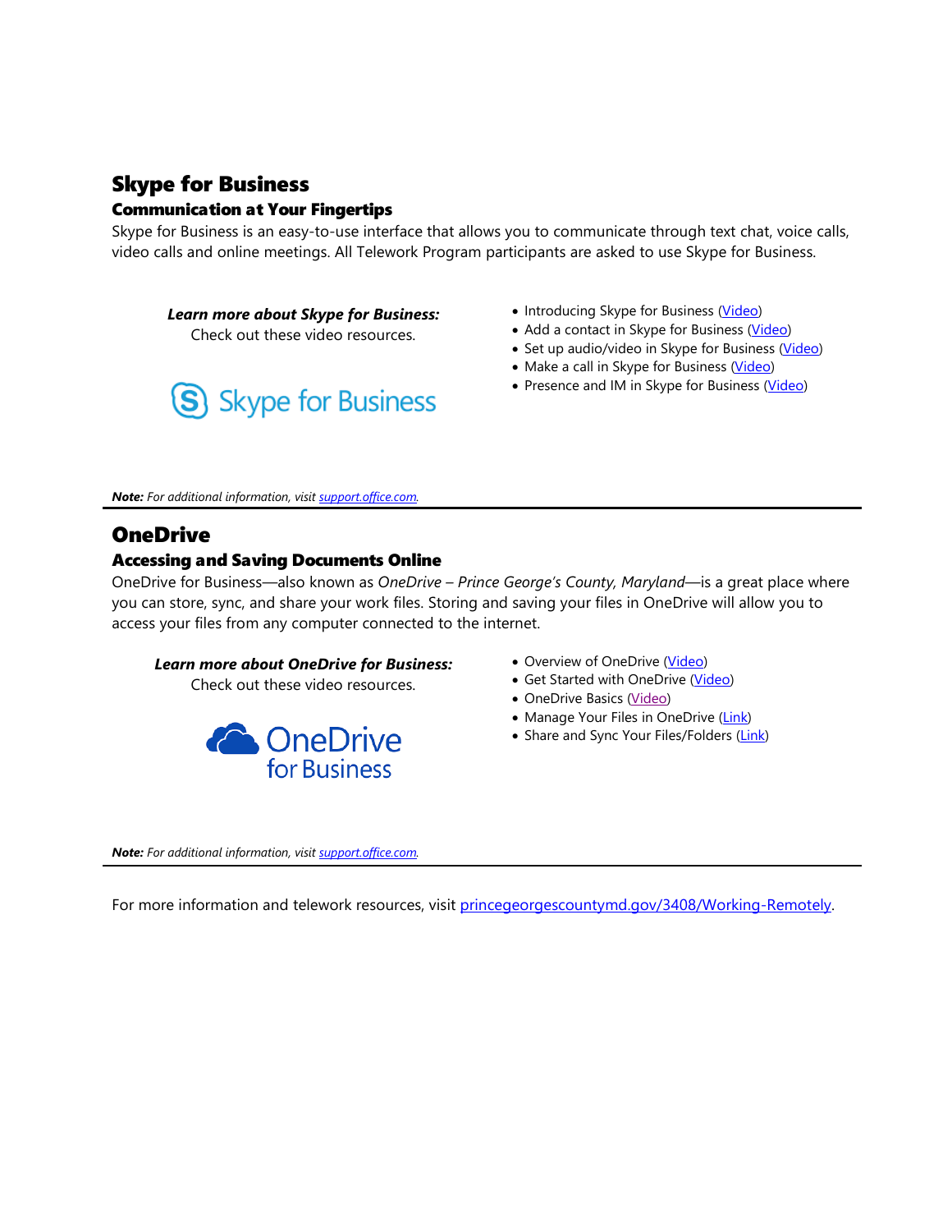## Skype for Business

### Communication at Your Fingertips

Skype for Business is an easy-to-use interface that allows you to communicate through text chat, voice calls, video calls and online meetings. All Telework Program participants are asked to use Skype for Business.

***Learn more about Skype for Business:***
Check out these video resources.

- Introducing Skype for Business (Video)
- Add a contact in Skype for Business (Video)
- Set up audio/video in Skype for Business (Video)
- Make a call in Skype for Business (Video)
- Presence and IM in Skype for Business (Video)

***Note:*** *For additional information, visit support.office.com.*

---

## OneDrive

### Accessing and Saving Documents Online

OneDrive for Business—also known as *OneDrive – Prince George's County, Maryland*—is a great place where you can store, sync, and share your work files. Storing and saving your files in OneDrive will allow you to access your files from any computer connected to the internet.

***Learn more about OneDrive for Business:***
Check out these video resources.

- Overview of OneDrive (Video)
- Get Started with OneDrive (Video)
- OneDrive Basics (Video)
- Manage Your Files in OneDrive (Link)
- Share and Sync Your Files/Folders (Link)

***Note:*** *For additional information, visit support.office.com.*

---

For more information and telework resources, visit princegeorgescountymd.gov/3408/Working-Remotely.